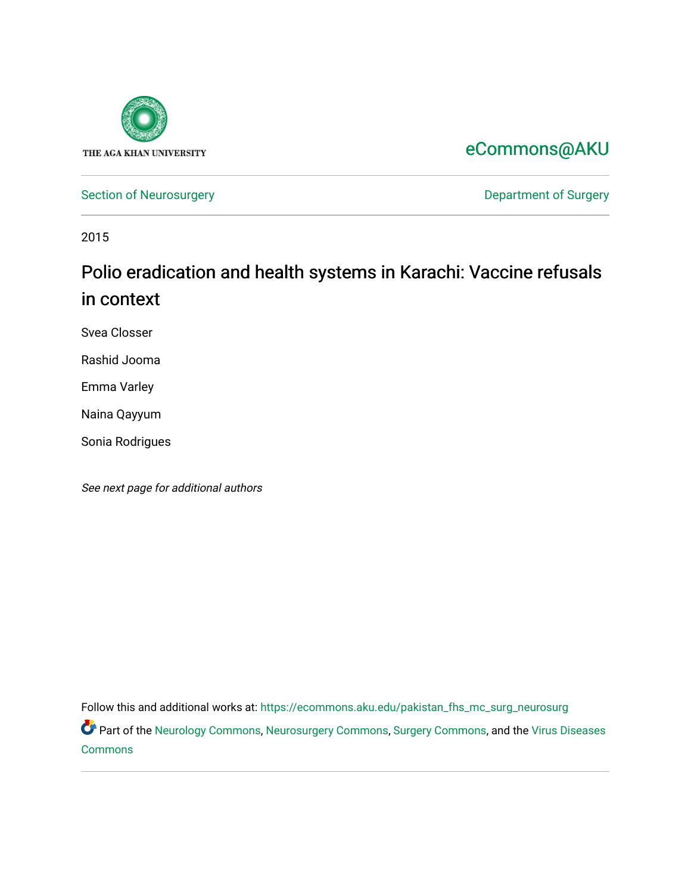THE AGA KHAN UNIVERSITY

eCommons@AKU

Section of Neurosurgery

Department of Surgery

2015

# Polio eradication and health systems in Karachi: Vaccine refusals in context

Svea Closser

Rashid Jooma

Emma Varley

Naina Qayyum

Sonia Rodrigues

*See next page for additional authors*

Follow this and additional works at: https://ecommons.aku.edu/pakistan_fhs_mc_surg_neurosurg

Part of the Neurology Commons, Neurosurgery Commons, Surgery Commons, and the Virus Diseases Commons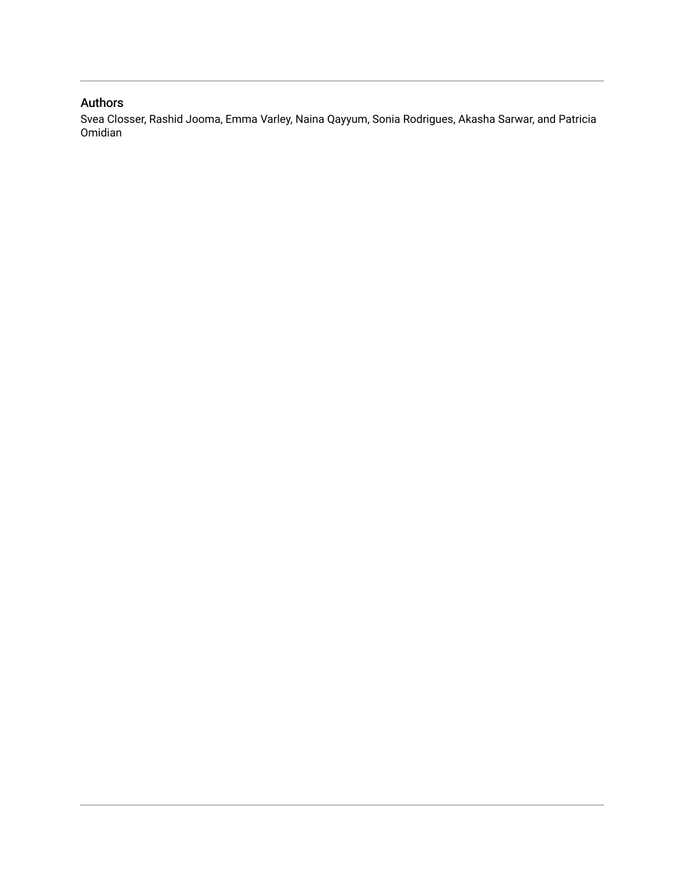## Authors

Svea Closser, Rashid Jooma, Emma Varley, Naina Qayyum, Sonia Rodrigues, Akasha Sarwar, and Patricia Omidian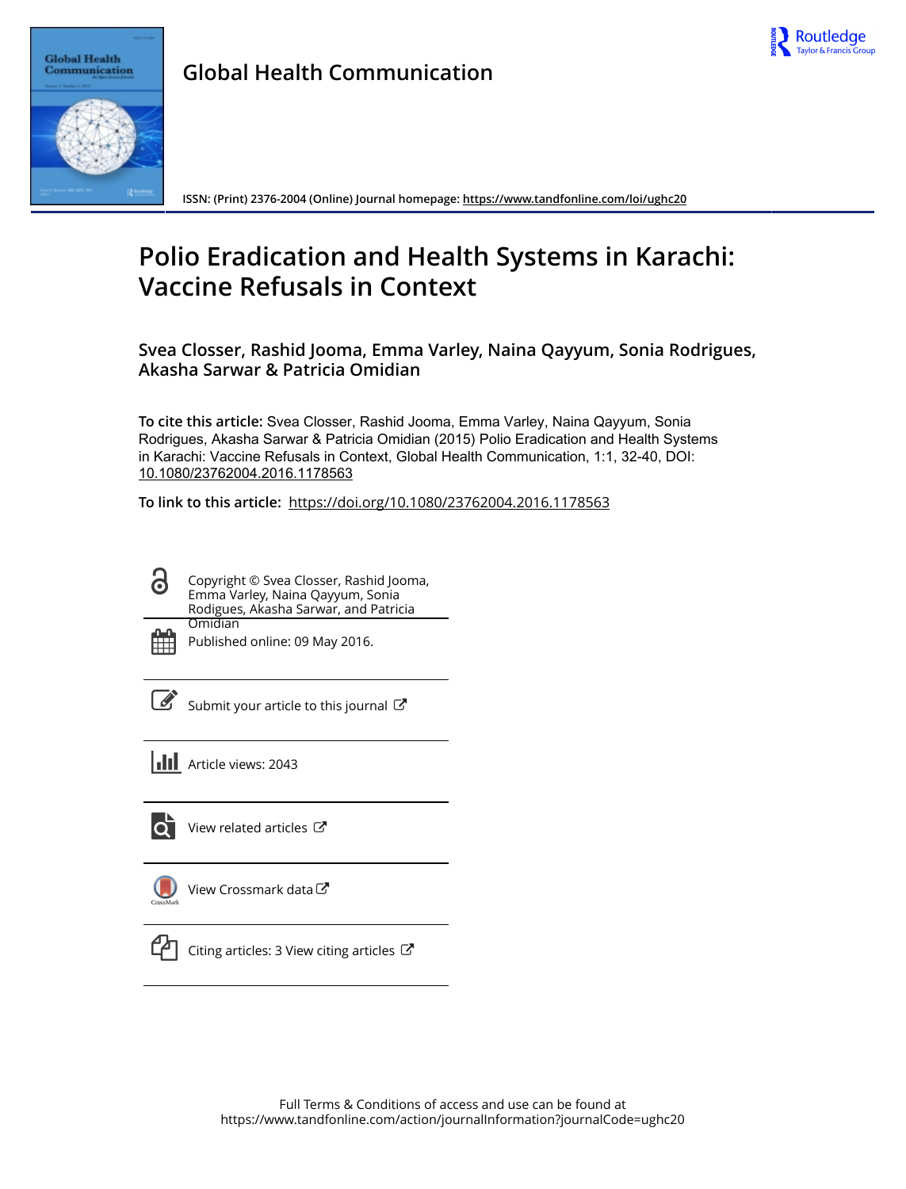# Global Health Communication

ISSN: (Print) 2376-2004 (Online) Journal homepage: https://www.tandfonline.com/loi/ughc20

# Polio Eradication and Health Systems in Karachi: Vaccine Refusals in Context

**Svea Closser, Rashid Jooma, Emma Varley, Naina Qayyum, Sonia Rodrigues, Akasha Sarwar & Patricia Omidian**

**To cite this article:** Svea Closser, Rashid Jooma, Emma Varley, Naina Qayyum, Sonia Rodrigues, Akasha Sarwar & Patricia Omidian (2015) Polio Eradication and Health Systems in Karachi: Vaccine Refusals in Context, Global Health Communication, 1:1, 32-40, DOI: 10.1080/23762004.2016.1178563

**To link to this article:** https://doi.org/10.1080/23762004.2016.1178563

Copyright © Svea Closser, Rashid Jooma, Emma Varley, Naina Qayyum, Sonia Rodigues, Akasha Sarwar, and Patricia Omidian

Published online: 09 May 2016.

Submit your article to this journal

Article views: 2043

View related articles

View Crossmark data

Citing articles: 3 View citing articles

Full Terms & Conditions of access and use can be found at https://www.tandfonline.com/action/journalInformation?journalCode=ughc20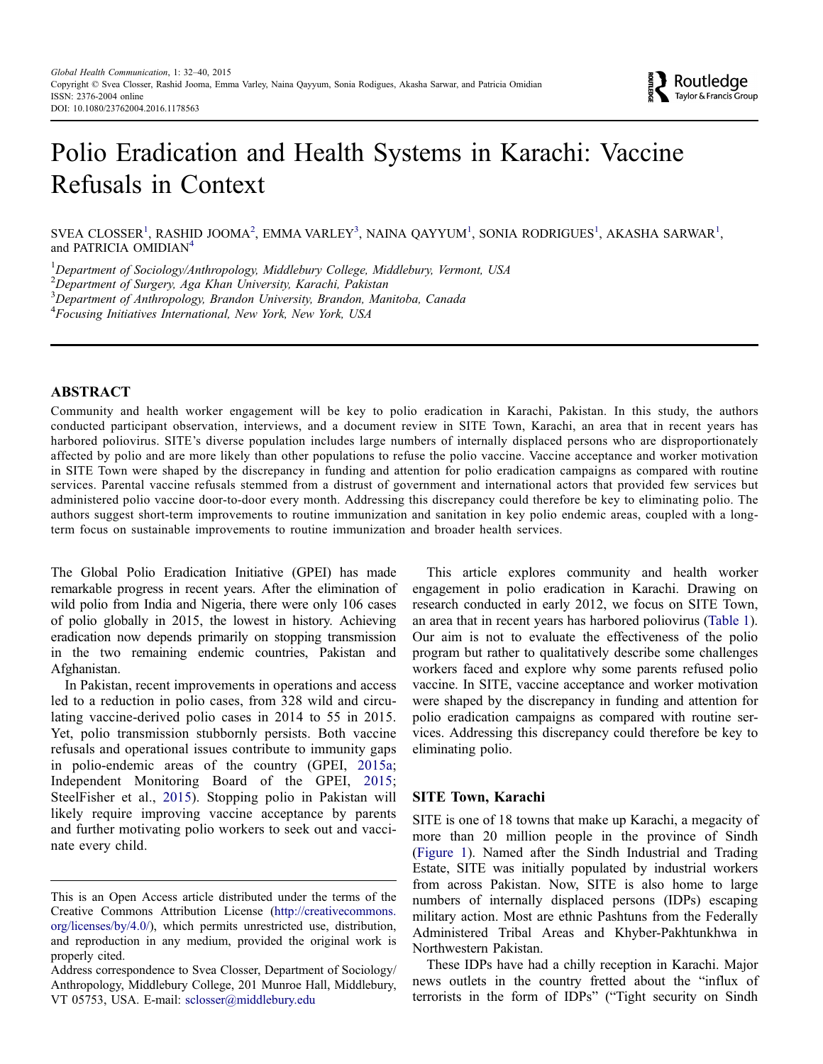# Polio Eradication and Health Systems in Karachi: Vaccine Refusals in Context

SVEA CLOSSER[1], RASHID JOOMA[2], EMMA VARLEY[3], NAINA QAYYUM[1], SONIA RODRIGUES[1], AKASHA SARWAR[1], and PATRICIA OMIDIAN[4]

[1]*Department of Sociology/Anthropology, Middlebury College, Middlebury, Vermont, USA*
[2]*Department of Surgery, Aga Khan University, Karachi, Pakistan*
[3]*Department of Anthropology, Brandon University, Brandon, Manitoba, Canada*
[4]*Focusing Initiatives International, New York, New York, USA*

## ABSTRACT

Community and health worker engagement will be key to polio eradication in Karachi, Pakistan. In this study, the authors conducted participant observation, interviews, and a document review in SITE Town, Karachi, an area that in recent years has harbored poliovirus. SITE's diverse population includes large numbers of internally displaced persons who are disproportionately affected by polio and are more likely than other populations to refuse the polio vaccine. Vaccine acceptance and worker motivation in SITE Town were shaped by the discrepancy in funding and attention for polio eradication campaigns as compared with routine services. Parental vaccine refusals stemmed from a distrust of government and international actors that provided few services but administered polio vaccine door-to-door every month. Addressing this discrepancy could therefore be key to eliminating polio. The authors suggest short-term improvements to routine immunization and sanitation in key polio endemic areas, coupled with a long-term focus on sustainable improvements to routine immunization and broader health services.

The Global Polio Eradication Initiative (GPEI) has made remarkable progress in recent years. After the elimination of wild polio from India and Nigeria, there were only 106 cases of polio globally in 2015, the lowest in history. Achieving eradication now depends primarily on stopping transmission in the two remaining endemic countries, Pakistan and Afghanistan.

In Pakistan, recent improvements in operations and access led to a reduction in polio cases, from 328 wild and circulating vaccine-derived polio cases in 2014 to 55 in 2015. Yet, polio transmission stubbornly persists. Both vaccine refusals and operational issues contribute to immunity gaps in polio-endemic areas of the country (GPEI, 2015a; Independent Monitoring Board of the GPEI, 2015; SteelFisher et al., 2015). Stopping polio in Pakistan will likely require improving vaccine acceptance by parents and further motivating polio workers to seek out and vaccinate every child.

This article explores community and health worker engagement in polio eradication in Karachi. Drawing on research conducted in early 2012, we focus on SITE Town, an area that in recent years has harbored poliovirus (Table 1). Our aim is not to evaluate the effectiveness of the polio program but rather to qualitatively describe some challenges workers faced and explore why some parents refused polio vaccine. In SITE, vaccine acceptance and worker motivation were shaped by the discrepancy in funding and attention for polio eradication campaigns as compared with routine services. Addressing this discrepancy could therefore be key to eliminating polio.

## SITE Town, Karachi

SITE is one of 18 towns that make up Karachi, a megacity of more than 20 million people in the province of Sindh (Figure 1). Named after the Sindh Industrial and Trading Estate, SITE was initially populated by industrial workers from across Pakistan. Now, SITE is also home to large numbers of internally displaced persons (IDPs) escaping military action. Most are ethnic Pashtuns from the Federally Administered Tribal Areas and Khyber-Pakhtunkhwa in Northwestern Pakistan.

These IDPs have had a chilly reception in Karachi. Major news outlets in the country fretted about the "influx of terrorists in the form of IDPs" ("Tight security on Sindh

---

This is an Open Access article distributed under the terms of the Creative Commons Attribution License (http://creativecommons.org/licenses/by/4.0/), which permits unrestricted use, distribution, and reproduction in any medium, provided the original work is properly cited.

Address correspondence to Svea Closser, Department of Sociology/Anthropology, Middlebury College, 201 Munroe Hall, Middlebury, VT 05753, USA. E-mail: sclosser@middlebury.edu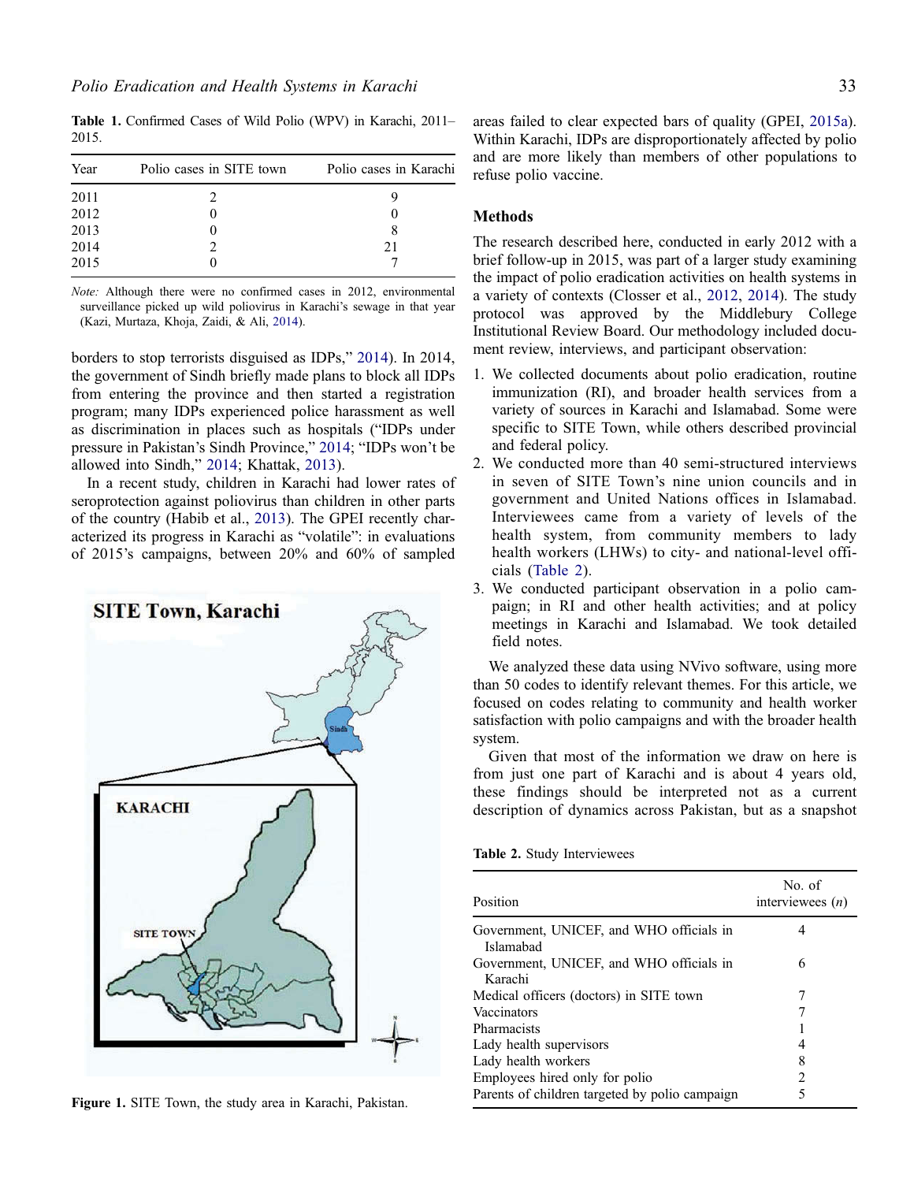**Table 1.** Confirmed Cases of Wild Polio (WPV) in Karachi, 2011–2015.

| Year | Polio cases in SITE town | Polio cases in Karachi |
|---|---|---|
| 2011 | 2 | 9 |
| 2012 | 0 | 0 |
| 2013 | 0 | 8 |
| 2014 | 2 | 21 |
| 2015 | 0 | 7 |

*Note:* Although there were no confirmed cases in 2012, environmental surveillance picked up wild poliovirus in Karachi's sewage in that year (Kazi, Murtaza, Khoja, Zaidi, & Ali, 2014).

borders to stop terrorists disguised as IDPs," 2014). In 2014, the government of Sindh briefly made plans to block all IDPs from entering the province and then started a registration program; many IDPs experienced police harassment as well as discrimination in places such as hospitals ("IDPs under pressure in Pakistan's Sindh Province," 2014; "IDPs won't be allowed into Sindh," 2014; Khattak, 2013).

In a recent study, children in Karachi had lower rates of seroprotection against poliovirus than children in other parts of the country (Habib et al., 2013). The GPEI recently characterized its progress in Karachi as "volatile": in evaluations of 2015's campaigns, between 20% and 60% of sampled areas failed to clear expected bars of quality (GPEI, 2015a). Within Karachi, IDPs are disproportionately affected by polio and are more likely than members of other populations to refuse polio vaccine.

**Figure 1.** SITE Town, the study area in Karachi, Pakistan.

## Methods

The research described here, conducted in early 2012 with a brief follow-up in 2015, was part of a larger study examining the impact of polio eradication activities on health systems in a variety of contexts (Closser et al., 2012, 2014). The study protocol was approved by the Middlebury College Institutional Review Board. Our methodology included document review, interviews, and participant observation:

1. We collected documents about polio eradication, routine immunization (RI), and broader health services from a variety of sources in Karachi and Islamabad. Some were specific to SITE Town, while others described provincial and federal policy.
2. We conducted more than 40 semi-structured interviews in seven of SITE Town's nine union councils and in government and United Nations offices in Islamabad. Interviewees came from a variety of levels of the health system, from community members to lady health workers (LHWs) to city- and national-level officials (Table 2).
3. We conducted participant observation in a polio campaign; in RI and other health activities; and at policy meetings in Karachi and Islamabad. We took detailed field notes.

We analyzed these data using NVivo software, using more than 50 codes to identify relevant themes. For this article, we focused on codes relating to community and health worker satisfaction with polio campaigns and with the broader health system.

Given that most of the information we draw on here is from just one part of Karachi and is about 4 years old, these findings should be interpreted not as a current description of dynamics across Pakistan, but as a snapshot

**Table 2.** Study Interviewees

| Position | No. of interviewees ($n$) |
|---|---|
| Government, UNICEF, and WHO officials in Islamabad | 4 |
| Government, UNICEF, and WHO officials in Karachi | 6 |
| Medical officers (doctors) in SITE town | 7 |
| Vaccinators | 7 |
| Pharmacists | 1 |
| Lady health supervisors | 4 |
| Lady health workers | 8 |
| Employees hired only for polio | 2 |
| Parents of children targeted by polio campaign | 5 |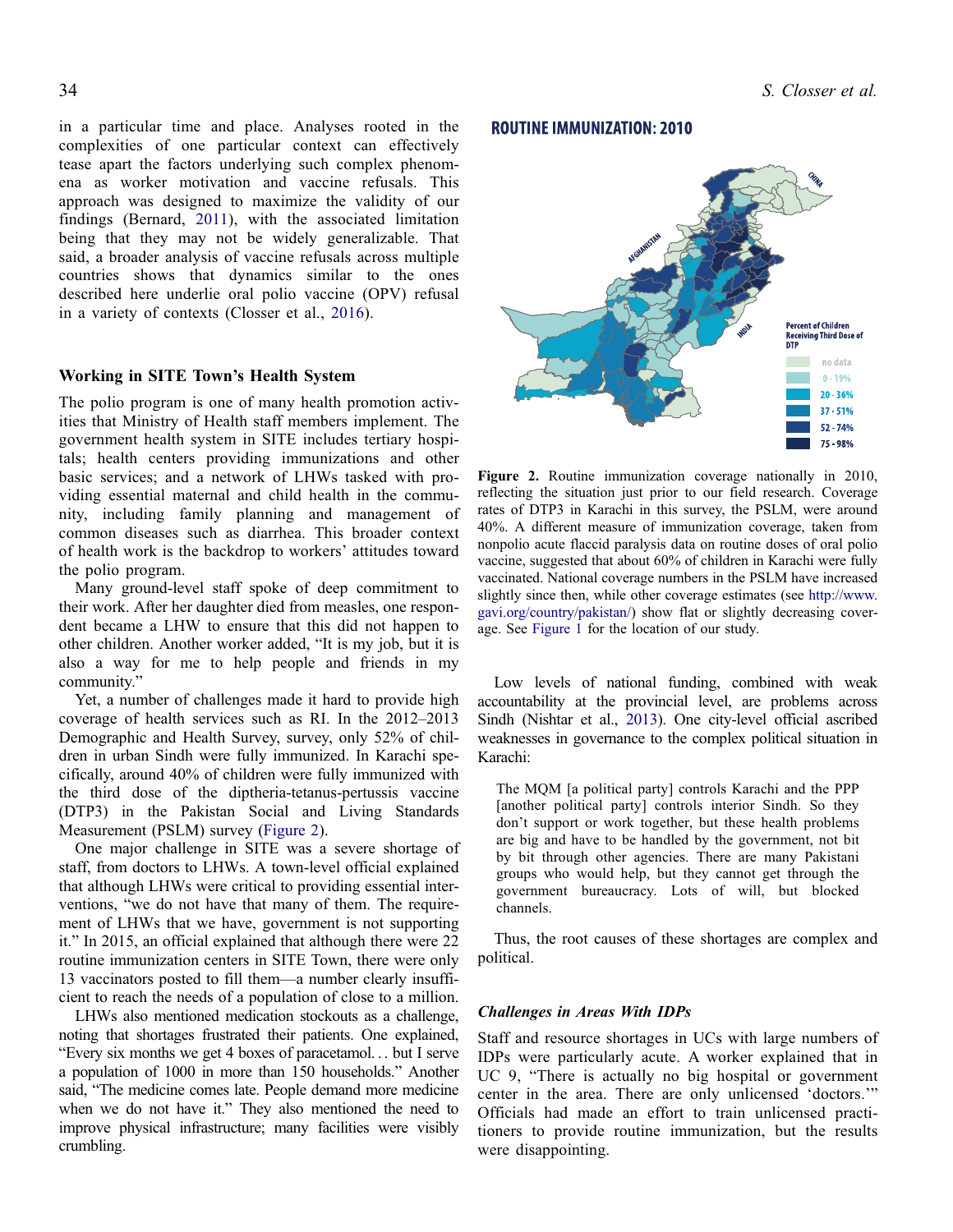in a particular time and place. Analyses rooted in the complexities of one particular context can effectively tease apart the factors underlying such complex phenomena as worker motivation and vaccine refusals. This approach was designed to maximize the validity of our findings (Bernard, 2011), with the associated limitation being that they may not be widely generalizable. That said, a broader analysis of vaccine refusals across multiple countries shows that dynamics similar to the ones described here underlie oral polio vaccine (OPV) refusal in a variety of contexts (Closser et al., 2016).

### Working in SITE Town's Health System

The polio program is one of many health promotion activities that Ministry of Health staff members implement. The government health system in SITE includes tertiary hospitals; health centers providing immunizations and other basic services; and a network of LHWs tasked with providing essential maternal and child health in the community, including family planning and management of common diseases such as diarrhea. This broader context of health work is the backdrop to workers' attitudes toward the polio program.

Many ground-level staff spoke of deep commitment to their work. After her daughter died from measles, one respondent became a LHW to ensure that this did not happen to other children. Another worker added, "It is my job, but it is also a way for me to help people and friends in my community."

Yet, a number of challenges made it hard to provide high coverage of health services such as RI. In the 2012–2013 Demographic and Health Survey, survey, only 52% of children in urban Sindh were fully immunized. In Karachi specifically, around 40% of children were fully immunized with the third dose of the diptheria-tetanus-pertussis vaccine (DTP3) in the Pakistan Social and Living Standards Measurement (PSLM) survey (Figure 2).

One major challenge in SITE was a severe shortage of staff, from doctors to LHWs. A town-level official explained that although LHWs were critical to providing essential interventions, "we do not have that many of them. The requirement of LHWs that we have, government is not supporting it." In 2015, an official explained that although there were 22 routine immunization centers in SITE Town, there were only 13 vaccinators posted to fill them—a number clearly insufficient to reach the needs of a population of close to a million.

LHWs also mentioned medication stockouts as a challenge, noting that shortages frustrated their patients. One explained, "Every six months we get 4 boxes of paracetamol… but I serve a population of 1000 in more than 150 households." Another said, "The medicine comes late. People demand more medicine when we do not have it." They also mentioned the need to improve physical infrastructure; many facilities were visibly crumbling.

**ROUTINE IMMUNIZATION: 2010**

**Figure 2.** Routine immunization coverage nationally in 2010, reflecting the situation just prior to our field research. Coverage rates of DTP3 in Karachi in this survey, the PSLM, were around 40%. A different measure of immunization coverage, taken from nonpolio acute flaccid paralysis data on routine doses of oral polio vaccine, suggested that about 60% of children in Karachi were fully vaccinated. National coverage numbers in the PSLM have increased slightly since then, while other coverage estimates (see http://www.gavi.org/country/pakistan/) show flat or slightly decreasing coverage. See Figure 1 for the location of our study.

Low levels of national funding, combined with weak accountability at the provincial level, are problems across Sindh (Nishtar et al., 2013). One city-level official ascribed weaknesses in governance to the complex political situation in Karachi:

> The MQM [a political party] controls Karachi and the PPP [another political party] controls interior Sindh. So they don't support or work together, but these health problems are big and have to be handled by the government, not bit by bit through other agencies. There are many Pakistani groups who would help, but they cannot get through the government bureaucracy. Lots of will, but blocked channels.

Thus, the root causes of these shortages are complex and political.

#### *Challenges in Areas With IDPs*

Staff and resource shortages in UCs with large numbers of IDPs were particularly acute. A worker explained that in UC 9, "There is actually no big hospital or government center in the area. There are only unlicensed 'doctors.'" Officials had made an effort to train unlicensed practitioners to provide routine immunization, but the results were disappointing.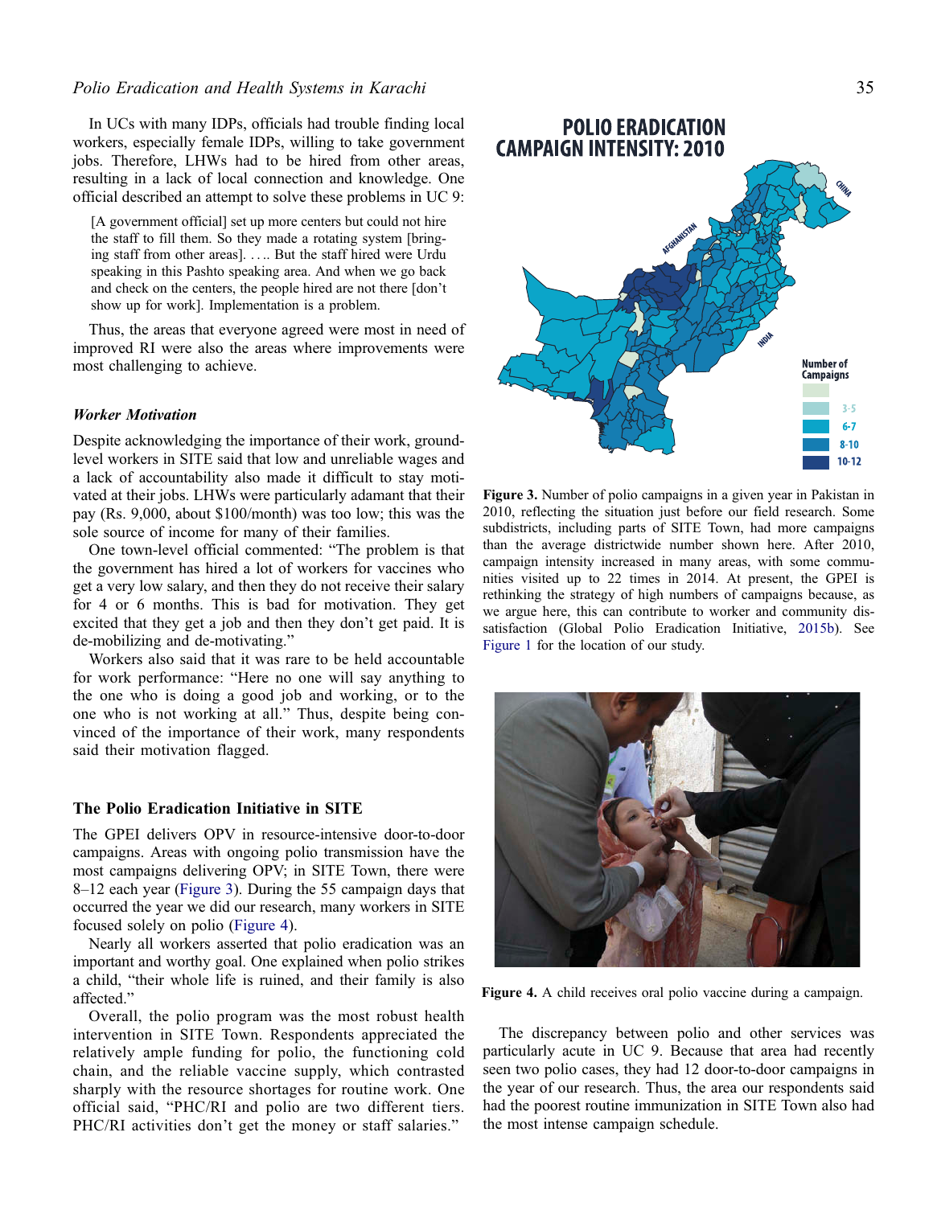In UCs with many IDPs, officials had trouble finding local workers, especially female IDPs, willing to take government jobs. Therefore, LHWs had to be hired from other areas, resulting in a lack of local connection and knowledge. One official described an attempt to solve these problems in UC 9:

> [A government official] set up more centers but could not hire the staff to fill them. So they made a rotating system [bringing staff from other areas]. .... But the staff hired were Urdu speaking in this Pashto speaking area. And when we go back and check on the centers, the people hired are not there [don't show up for work]. Implementation is a problem.

Thus, the areas that everyone agreed were most in need of improved RI were also the areas where improvements were most challenging to achieve.

### *Worker Motivation*

Despite acknowledging the importance of their work, ground-level workers in SITE said that low and unreliable wages and a lack of accountability also made it difficult to stay motivated at their jobs. LHWs were particularly adamant that their pay (Rs. 9,000, about $100/month) was too low; this was the sole source of income for many of their families.

One town-level official commented: "The problem is that the government has hired a lot of workers for vaccines who get a very low salary, and then they do not receive their salary for 4 or 6 months. This is bad for motivation. They get excited that they get a job and then they don't get paid. It is de-mobilizing and de-motivating."

Workers also said that it was rare to be held accountable for work performance: "Here no one will say anything to the one who is doing a good job and working, or to the one who is not working at all." Thus, despite being convinced of the importance of their work, many respondents said their motivation flagged.

## The Polio Eradication Initiative in SITE

The GPEI delivers OPV in resource-intensive door-to-door campaigns. Areas with ongoing polio transmission have the most campaigns delivering OPV; in SITE Town, there were 8–12 each year (Figure 3). During the 55 campaign days that occurred the year we did our research, many workers in SITE focused solely on polio (Figure 4).

Nearly all workers asserted that polio eradication was an important and worthy goal. One explained when polio strikes a child, "their whole life is ruined, and their family is also affected."

Overall, the polio program was the most robust health intervention in SITE Town. Respondents appreciated the relatively ample funding for polio, the functioning cold chain, and the reliable vaccine supply, which contrasted sharply with the resource shortages for routine work. One official said, "PHC/RI and polio are two different tiers. PHC/RI activities don't get the money or staff salaries."

**Figure 3.** Number of polio campaigns in a given year in Pakistan in 2010, reflecting the situation just before our field research. Some subdistricts, including parts of SITE Town, had more campaigns than the average districtwide number shown here. After 2010, campaign intensity increased in many areas, with some communities visited up to 22 times in 2014. At present, the GPEI is rethinking the strategy of high numbers of campaigns because, as we argue here, this can contribute to worker and community dissatisfaction (Global Polio Eradication Initiative, 2015b). See Figure 1 for the location of our study.

**Figure 4.** A child receives oral polio vaccine during a campaign.

The discrepancy between polio and other services was particularly acute in UC 9. Because that area had recently seen two polio cases, they had 12 door-to-door campaigns in the year of our research. Thus, the area our respondents said had the poorest routine immunization in SITE Town also had the most intense campaign schedule.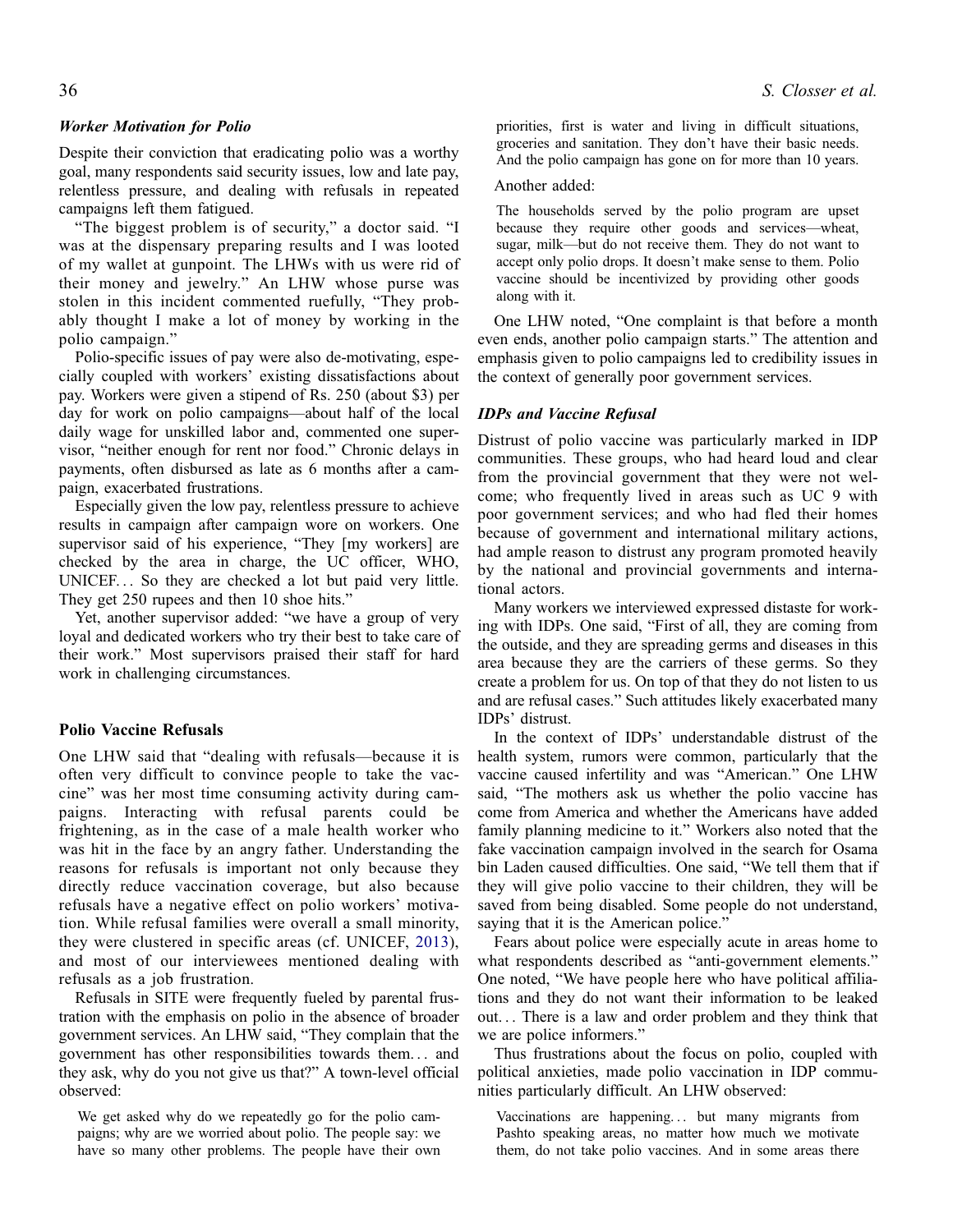### *Worker Motivation for Polio*

Despite their conviction that eradicating polio was a worthy goal, many respondents said security issues, low and late pay, relentless pressure, and dealing with refusals in repeated campaigns left them fatigued.

"The biggest problem is of security," a doctor said. "I was at the dispensary preparing results and I was looted of my wallet at gunpoint. The LHWs with us were rid of their money and jewelry." An LHW whose purse was stolen in this incident commented ruefully, "They probably thought I make a lot of money by working in the polio campaign."

Polio-specific issues of pay were also de-motivating, especially coupled with workers' existing dissatisfactions about pay. Workers were given a stipend of Rs. 250 (about $3) per day for work on polio campaigns—about half of the local daily wage for unskilled labor and, commented one supervisor, "neither enough for rent nor food." Chronic delays in payments, often disbursed as late as 6 months after a campaign, exacerbated frustrations.

Especially given the low pay, relentless pressure to achieve results in campaign after campaign wore on workers. One supervisor said of his experience, "They [my workers] are checked by the area in charge, the UC officer, WHO, UNICEF… So they are checked a lot but paid very little. They get 250 rupees and then 10 shoe hits."

Yet, another supervisor added: "we have a group of very loyal and dedicated workers who try their best to take care of their work." Most supervisors praised their staff for hard work in challenging circumstances.

## Polio Vaccine Refusals

One LHW said that "dealing with refusals—because it is often very difficult to convince people to take the vaccine" was her most time consuming activity during campaigns. Interacting with refusal parents could be frightening, as in the case of a male health worker who was hit in the face by an angry father. Understanding the reasons for refusals is important not only because they directly reduce vaccination coverage, but also because refusals have a negative effect on polio workers' motivation. While refusal families were overall a small minority, they were clustered in specific areas (cf. UNICEF, 2013), and most of our interviewees mentioned dealing with refusals as a job frustration.

Refusals in SITE were frequently fueled by parental frustration with the emphasis on polio in the absence of broader government services. An LHW said, "They complain that the government has other responsibilities towards them… and they ask, why do you not give us that?" A town-level official observed:

> We get asked why do we repeatedly go for the polio campaigns; why are we worried about polio. The people say: we have so many other problems. The people have their own priorities, first is water and living in difficult situations, groceries and sanitation. They don't have their basic needs. And the polio campaign has gone on for more than 10 years.

Another added:

> The households served by the polio program are upset because they require other goods and services—wheat, sugar, milk—but do not receive them. They do not want to accept only polio drops. It doesn't make sense to them. Polio vaccine should be incentivized by providing other goods along with it.

One LHW noted, "One complaint is that before a month even ends, another polio campaign starts." The attention and emphasis given to polio campaigns led to credibility issues in the context of generally poor government services.

### *IDPs and Vaccine Refusal*

Distrust of polio vaccine was particularly marked in IDP communities. These groups, who had heard loud and clear from the provincial government that they were not welcome; who frequently lived in areas such as UC 9 with poor government services; and who had fled their homes because of government and international military actions, had ample reason to distrust any program promoted heavily by the national and provincial governments and international actors.

Many workers we interviewed expressed distaste for working with IDPs. One said, "First of all, they are coming from the outside, and they are spreading germs and diseases in this area because they are the carriers of these germs. So they create a problem for us. On top of that they do not listen to us and are refusal cases." Such attitudes likely exacerbated many IDPs' distrust.

In the context of IDPs' understandable distrust of the health system, rumors were common, particularly that the vaccine caused infertility and was "American." One LHW said, "The mothers ask us whether the polio vaccine has come from America and whether the Americans have added family planning medicine to it." Workers also noted that the fake vaccination campaign involved in the search for Osama bin Laden caused difficulties. One said, "We tell them that if they will give polio vaccine to their children, they will be saved from being disabled. Some people do not understand, saying that it is the American police."

Fears about police were especially acute in areas home to what respondents described as "anti-government elements." One noted, "We have people here who have political affiliations and they do not want their information to be leaked out… There is a law and order problem and they think that we are police informers."

Thus frustrations about the focus on polio, coupled with political anxieties, made polio vaccination in IDP communities particularly difficult. An LHW observed:

> Vaccinations are happening… but many migrants from Pashto speaking areas, no matter how much we motivate them, do not take polio vaccines. And in some areas there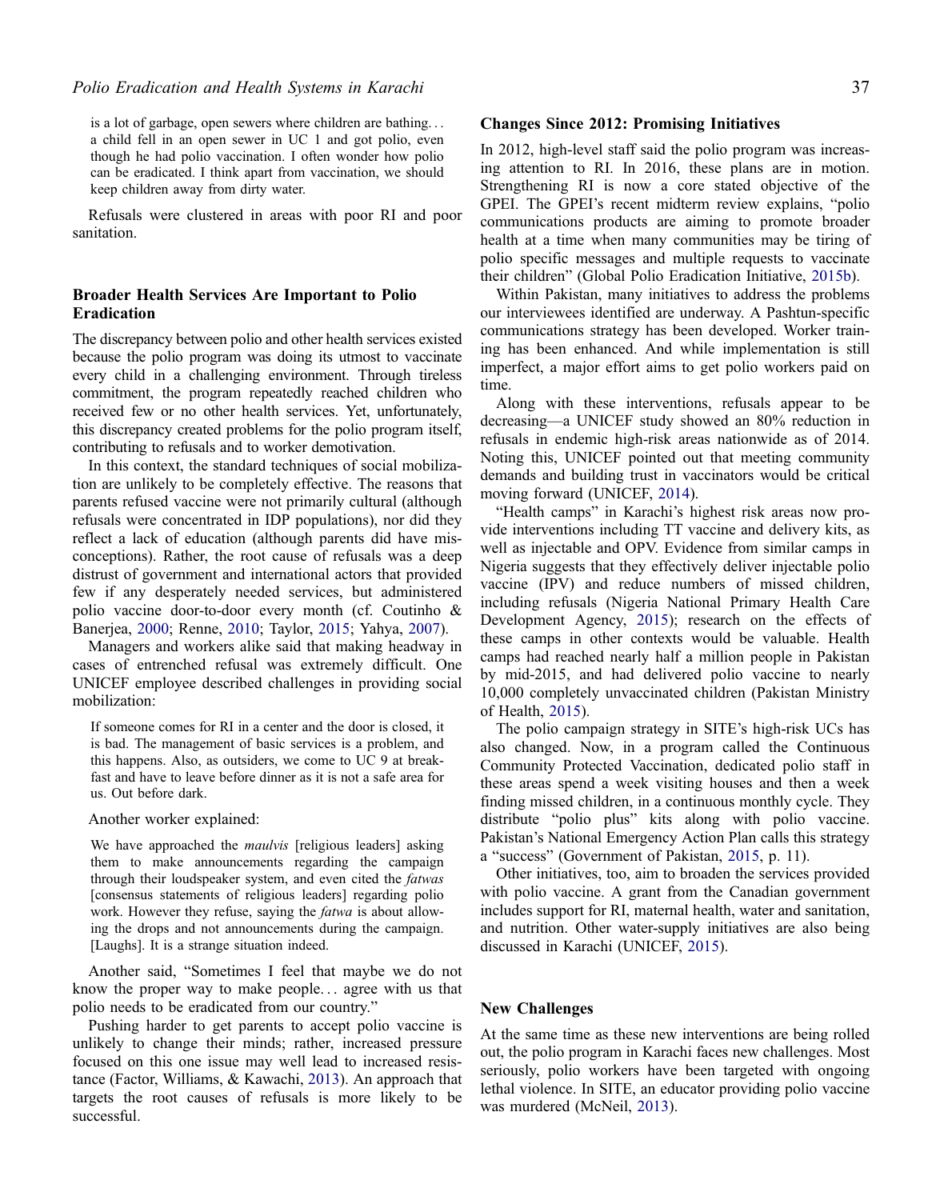> is a lot of garbage, open sewers where children are bathing… a child fell in an open sewer in UC 1 and got polio, even though he had polio vaccination. I often wonder how polio can be eradicated. I think apart from vaccination, we should keep children away from dirty water.

Refusals were clustered in areas with poor RI and poor sanitation.

### Broader Health Services Are Important to Polio Eradication

The discrepancy between polio and other health services existed because the polio program was doing its utmost to vaccinate every child in a challenging environment. Through tireless commitment, the program repeatedly reached children who received few or no other health services. Yet, unfortunately, this discrepancy created problems for the polio program itself, contributing to refusals and to worker demotivation.

In this context, the standard techniques of social mobilization are unlikely to be completely effective. The reasons that parents refused vaccine were not primarily cultural (although refusals were concentrated in IDP populations), nor did they reflect a lack of education (although parents did have misconceptions). Rather, the root cause of refusals was a deep distrust of government and international actors that provided few if any desperately needed services, but administered polio vaccine door-to-door every month (cf. Coutinho & Banerjea, 2000; Renne, 2010; Taylor, 2015; Yahya, 2007).

Managers and workers alike said that making headway in cases of entrenched refusal was extremely difficult. One UNICEF employee described challenges in providing social mobilization:

> If someone comes for RI in a center and the door is closed, it is bad. The management of basic services is a problem, and this happens. Also, as outsiders, we come to UC 9 at breakfast and have to leave before dinner as it is not a safe area for us. Out before dark.

Another worker explained:

> We have approached the *maulvis* [religious leaders] asking them to make announcements regarding the campaign through their loudspeaker system, and even cited the *fatwas* [consensus statements of religious leaders] regarding polio work. However they refuse, saying the *fatwa* is about allowing the drops and not announcements during the campaign. [Laughs]. It is a strange situation indeed.

Another said, "Sometimes I feel that maybe we do not know the proper way to make people… agree with us that polio needs to be eradicated from our country."

Pushing harder to get parents to accept polio vaccine is unlikely to change their minds; rather, increased pressure focused on this one issue may well lead to increased resistance (Factor, Williams, & Kawachi, 2013). An approach that targets the root causes of refusals is more likely to be successful.

### Changes Since 2012: Promising Initiatives

In 2012, high-level staff said the polio program was increasing attention to RI. In 2016, these plans are in motion. Strengthening RI is now a core stated objective of the GPEI. The GPEI's recent midterm review explains, "polio communications products are aiming to promote broader health at a time when many communities may be tiring of polio specific messages and multiple requests to vaccinate their children" (Global Polio Eradication Initiative, 2015b).

Within Pakistan, many initiatives to address the problems our interviewees identified are underway. A Pashtun-specific communications strategy has been developed. Worker training has been enhanced. And while implementation is still imperfect, a major effort aims to get polio workers paid on time.

Along with these interventions, refusals appear to be decreasing—a UNICEF study showed an 80% reduction in refusals in endemic high-risk areas nationwide as of 2014. Noting this, UNICEF pointed out that meeting community demands and building trust in vaccinators would be critical moving forward (UNICEF, 2014).

"Health camps" in Karachi's highest risk areas now provide interventions including TT vaccine and delivery kits, as well as injectable and OPV. Evidence from similar camps in Nigeria suggests that they effectively deliver injectable polio vaccine (IPV) and reduce numbers of missed children, including refusals (Nigeria National Primary Health Care Development Agency, 2015); research on the effects of these camps in other contexts would be valuable. Health camps had reached nearly half a million people in Pakistan by mid-2015, and had delivered polio vaccine to nearly 10,000 completely unvaccinated children (Pakistan Ministry of Health, 2015).

The polio campaign strategy in SITE's high-risk UCs has also changed. Now, in a program called the Continuous Community Protected Vaccination, dedicated polio staff in these areas spend a week visiting houses and then a week finding missed children, in a continuous monthly cycle. They distribute "polio plus" kits along with polio vaccine. Pakistan's National Emergency Action Plan calls this strategy a "success" (Government of Pakistan, 2015, p. 11).

Other initiatives, too, aim to broaden the services provided with polio vaccine. A grant from the Canadian government includes support for RI, maternal health, water and sanitation, and nutrition. Other water-supply initiatives are also being discussed in Karachi (UNICEF, 2015).

### New Challenges

At the same time as these new interventions are being rolled out, the polio program in Karachi faces new challenges. Most seriously, polio workers have been targeted with ongoing lethal violence. In SITE, an educator providing polio vaccine was murdered (McNeil, 2013).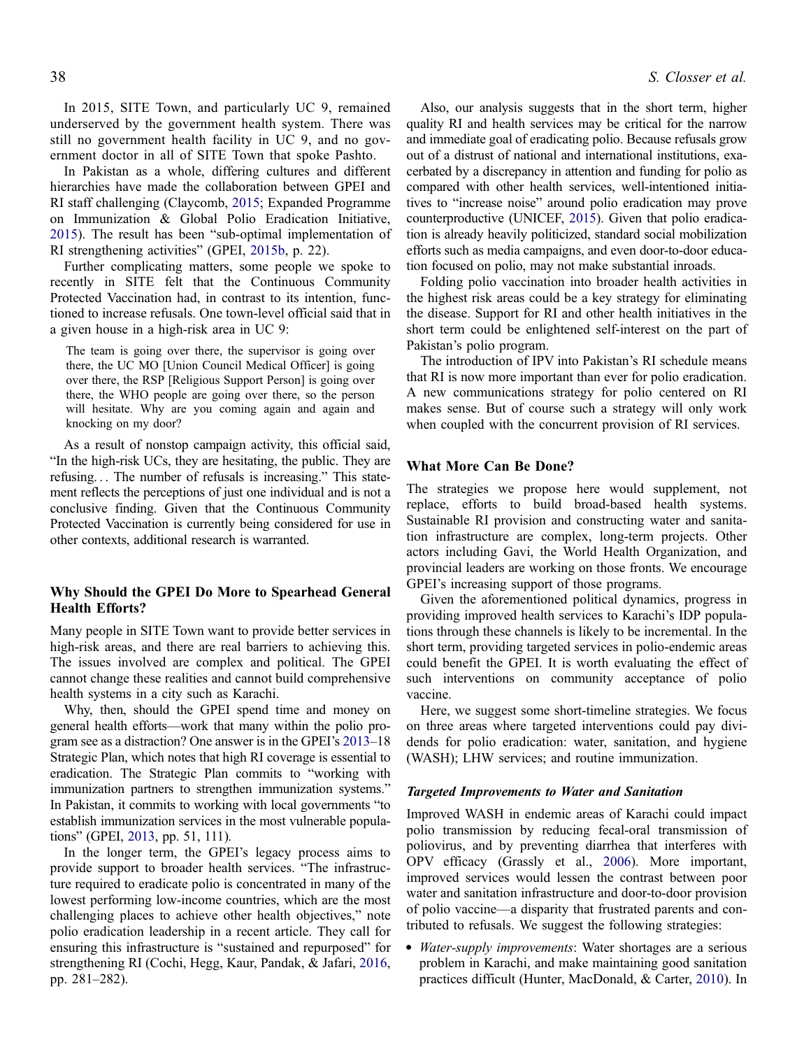In 2015, SITE Town, and particularly UC 9, remained underserved by the government health system. There was still no government health facility in UC 9, and no government doctor in all of SITE Town that spoke Pashto.

In Pakistan as a whole, differing cultures and different hierarchies have made the collaboration between GPEI and RI staff challenging (Claycomb, 2015; Expanded Programme on Immunization & Global Polio Eradication Initiative, 2015). The result has been "sub-optimal implementation of RI strengthening activities" (GPEI, 2015b, p. 22).

Further complicating matters, some people we spoke to recently in SITE felt that the Continuous Community Protected Vaccination had, in contrast to its intention, functioned to increase refusals. One town-level official said that in a given house in a high-risk area in UC 9:

> The team is going over there, the supervisor is going over there, the UC MO [Union Council Medical Officer] is going over there, the RSP [Religious Support Person] is going over there, the WHO people are going over there, so the person will hesitate. Why are you coming again and again and knocking on my door?

As a result of nonstop campaign activity, this official said, "In the high-risk UCs, they are hesitating, the public. They are refusing… The number of refusals is increasing." This statement reflects the perceptions of just one individual and is not a conclusive finding. Given that the Continuous Community Protected Vaccination is currently being considered for use in other contexts, additional research is warranted.

## Why Should the GPEI Do More to Spearhead General Health Efforts?

Many people in SITE Town want to provide better services in high-risk areas, and there are real barriers to achieving this. The issues involved are complex and political. The GPEI cannot change these realities and cannot build comprehensive health systems in a city such as Karachi.

Why, then, should the GPEI spend time and money on general health efforts—work that many within the polio program see as a distraction? One answer is in the GPEI's 2013–18 Strategic Plan, which notes that high RI coverage is essential to eradication. The Strategic Plan commits to "working with immunization partners to strengthen immunization systems." In Pakistan, it commits to working with local governments "to establish immunization services in the most vulnerable populations" (GPEI, 2013, pp. 51, 111).

In the longer term, the GPEI's legacy process aims to provide support to broader health services. "The infrastructure required to eradicate polio is concentrated in many of the lowest performing low-income countries, which are the most challenging places to achieve other health objectives," note polio eradication leadership in a recent article. They call for ensuring this infrastructure is "sustained and repurposed" for strengthening RI (Cochi, Hegg, Kaur, Pandak, & Jafari, 2016, pp. 281–282).

Also, our analysis suggests that in the short term, higher quality RI and health services may be critical for the narrow and immediate goal of eradicating polio. Because refusals grow out of a distrust of national and international institutions, exacerbated by a discrepancy in attention and funding for polio as compared with other health services, well-intentioned initiatives to "increase noise" around polio eradication may prove counterproductive (UNICEF, 2015). Given that polio eradication is already heavily politicized, standard social mobilization efforts such as media campaigns, and even door-to-door education focused on polio, may not make substantial inroads.

Folding polio vaccination into broader health activities in the highest risk areas could be a key strategy for eliminating the disease. Support for RI and other health initiatives in the short term could be enlightened self-interest on the part of Pakistan's polio program.

The introduction of IPV into Pakistan's RI schedule means that RI is now more important than ever for polio eradication. A new communications strategy for polio centered on RI makes sense. But of course such a strategy will only work when coupled with the concurrent provision of RI services.

## What More Can Be Done?

The strategies we propose here would supplement, not replace, efforts to build broad-based health systems. Sustainable RI provision and constructing water and sanitation infrastructure are complex, long-term projects. Other actors including Gavi, the World Health Organization, and provincial leaders are working on those fronts. We encourage GPEI's increasing support of those programs.

Given the aforementioned political dynamics, progress in providing improved health services to Karachi's IDP populations through these channels is likely to be incremental. In the short term, providing targeted services in polio-endemic areas could benefit the GPEI. It is worth evaluating the effect of such interventions on community acceptance of polio vaccine.

Here, we suggest some short-timeline strategies. We focus on three areas where targeted interventions could pay dividends for polio eradication: water, sanitation, and hygiene (WASH); LHW services; and routine immunization.

### *Targeted Improvements to Water and Sanitation*

Improved WASH in endemic areas of Karachi could impact polio transmission by reducing fecal-oral transmission of poliovirus, and by preventing diarrhea that interferes with OPV efficacy (Grassly et al., 2006). More important, improved services would lessen the contrast between poor water and sanitation infrastructure and door-to-door provision of polio vaccine—a disparity that frustrated parents and contributed to refusals. We suggest the following strategies:

- *Water-supply improvements*: Water shortages are a serious problem in Karachi, and make maintaining good sanitation practices difficult (Hunter, MacDonald, & Carter, 2010). In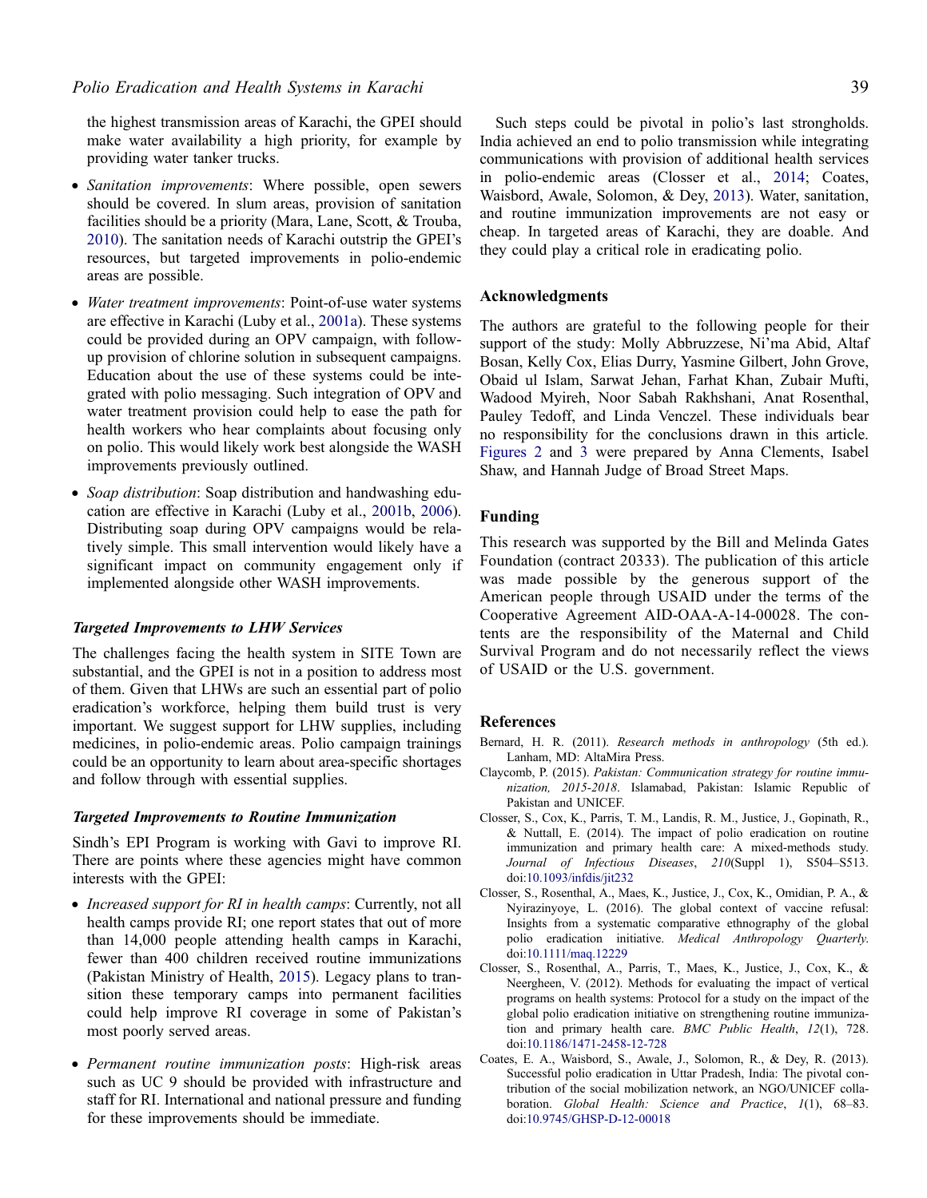the highest transmission areas of Karachi, the GPEI should make water availability a high priority, for example by providing water tanker trucks.

- *Sanitation improvements*: Where possible, open sewers should be covered. In slum areas, provision of sanitation facilities should be a priority (Mara, Lane, Scott, & Trouba, 2010). The sanitation needs of Karachi outstrip the GPEI's resources, but targeted improvements in polio-endemic areas are possible.
- *Water treatment improvements*: Point-of-use water systems are effective in Karachi (Luby et al., 2001a). These systems could be provided during an OPV campaign, with follow-up provision of chlorine solution in subsequent campaigns. Education about the use of these systems could be integrated with polio messaging. Such integration of OPV and water treatment provision could help to ease the path for health workers who hear complaints about focusing only on polio. This would likely work best alongside the WASH improvements previously outlined.
- *Soap distribution*: Soap distribution and handwashing education are effective in Karachi (Luby et al., 2001b, 2006). Distributing soap during OPV campaigns would be relatively simple. This small intervention would likely have a significant impact on community engagement only if implemented alongside other WASH improvements.

### *Targeted Improvements to LHW Services*

The challenges facing the health system in SITE Town are substantial, and the GPEI is not in a position to address most of them. Given that LHWs are such an essential part of polio eradication's workforce, helping them build trust is very important. We suggest support for LHW supplies, including medicines, in polio-endemic areas. Polio campaign trainings could be an opportunity to learn about area-specific shortages and follow through with essential supplies.

### *Targeted Improvements to Routine Immunization*

Sindh's EPI Program is working with Gavi to improve RI. There are points where these agencies might have common interests with the GPEI:

- *Increased support for RI in health camps*: Currently, not all health camps provide RI; one report states that out of more than 14,000 people attending health camps in Karachi, fewer than 400 children received routine immunizations (Pakistan Ministry of Health, 2015). Legacy plans to transition these temporary camps into permanent facilities could help improve RI coverage in some of Pakistan's most poorly served areas.
- *Permanent routine immunization posts*: High-risk areas such as UC 9 should be provided with infrastructure and staff for RI. International and national pressure and funding for these improvements should be immediate.

Such steps could be pivotal in polio's last strongholds. India achieved an end to polio transmission while integrating communications with provision of additional health services in polio-endemic areas (Closser et al., 2014; Coates, Waisbord, Awale, Solomon, & Dey, 2013). Water, sanitation, and routine immunization improvements are not easy or cheap. In targeted areas of Karachi, they are doable. And they could play a critical role in eradicating polio.

## Acknowledgments

The authors are grateful to the following people for their support of the study: Molly Abbruzzese, Ni'ma Abid, Altaf Bosan, Kelly Cox, Elias Durry, Yasmine Gilbert, John Grove, Obaid ul Islam, Sarwat Jehan, Farhat Khan, Zubair Mufti, Wadood Myireh, Noor Sabah Rakhshani, Anat Rosenthal, Pauley Tedoff, and Linda Venczel. These individuals bear no responsibility for the conclusions drawn in this article. Figures 2 and 3 were prepared by Anna Clements, Isabel Shaw, and Hannah Judge of Broad Street Maps.

## Funding

This research was supported by the Bill and Melinda Gates Foundation (contract 20333). The publication of this article was made possible by the generous support of the American people through USAID under the terms of the Cooperative Agreement AID-OAA-A-14-00028. The contents are the responsibility of the Maternal and Child Survival Program and do not necessarily reflect the views of USAID or the U.S. government.

## References

Bernard, H. R. (2011). *Research methods in anthropology* (5th ed.). Lanham, MD: AltaMira Press.

Claycomb, P. (2015). *Pakistan: Communication strategy for routine immunization, 2015-2018*. Islamabad, Pakistan: Islamic Republic of Pakistan and UNICEF.

Closser, S., Cox, K., Parris, T. M., Landis, R. M., Justice, J., Gopinath, R., & Nuttall, E. (2014). The impact of polio eradication on routine immunization and primary health care: A mixed-methods study. *Journal of Infectious Diseases*, *210*(Suppl 1), S504–S513. doi:10.1093/infdis/jit232

Closser, S., Rosenthal, A., Maes, K., Justice, J., Cox, K., Omidian, P. A., & Nyirazinyoye, L. (2016). The global context of vaccine refusal: Insights from a systematic comparative ethnography of the global polio eradication initiative. *Medical Anthropology Quarterly*. doi:10.1111/maq.12229

Closser, S., Rosenthal, A., Parris, T., Maes, K., Justice, J., Cox, K., & Neergheen, V. (2012). Methods for evaluating the impact of vertical programs on health systems: Protocol for a study on the impact of the global polio eradication initiative on strengthening routine immunization and primary health care. *BMC Public Health*, *12*(1), 728. doi:10.1186/1471-2458-12-728

Coates, E. A., Waisbord, S., Awale, J., Solomon, R., & Dey, R. (2013). Successful polio eradication in Uttar Pradesh, India: The pivotal contribution of the social mobilization network, an NGO/UNICEF collaboration. *Global Health: Science and Practice*, *1*(1), 68–83. doi:10.9745/GHSP-D-12-00018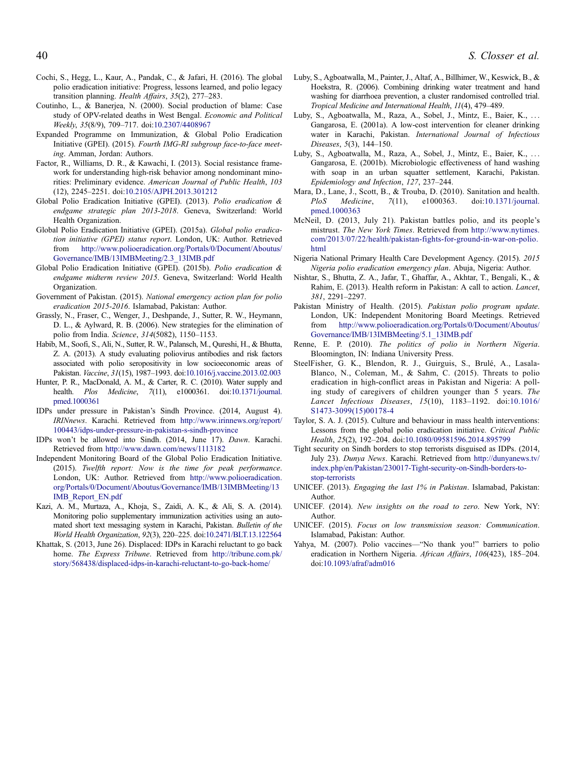Cochi, S., Hegg, L., Kaur, A., Pandak, C., & Jafari, H. (2016). The global polio eradication initiative: Progress, lessons learned, and polio legacy transition planning. *Health Affairs*, *35*(2), 277–283.

Coutinho, L., & Banerjea, N. (2000). Social production of blame: Case study of OPV-related deaths in West Bengal. *Economic and Political Weekly*, *35*(8/9), 709–717. doi:10.2307/4408967

Expanded Programme on Immunization, & Global Polio Eradication Initiative (GPEI). (2015). *Fourth IMG-RI subgroup face-to-face meeting*. Amman, Jordan: Authors.

Factor, R., Williams, D. R., & Kawachi, I. (2013). Social resistance framework for understanding high-risk behavior among nondominant minorities: Preliminary evidence. *American Journal of Public Health*, *103* (12), 2245–2251. doi:10.2105/AJPH.2013.301212

Global Polio Eradication Initiative (GPEI). (2013). *Polio eradication & endgame strategic plan 2013-2018*. Geneva, Switzerland: World Health Organization.

Global Polio Eradication Initiative (GPEI). (2015a). *Global polio eradication initiative (GPEI) status report*. London, UK: Author. Retrieved from http://www.polioeradication.org/Portals/0/Document/Aboutus/Governance/IMB/13IMBMeeting/2.3_13IMB.pdf

Global Polio Eradication Initiative (GPEI). (2015b). *Polio eradication & endgame midterm review 2015*. Geneva, Switzerland: World Health Organization.

Government of Pakistan. (2015). *National emergency action plan for polio eradication 2015-2016*. Islamabad, Pakistan: Author.

Grassly, N., Fraser, C., Wenger, J., Deshpande, J., Sutter, R. W., Heymann, D. L., & Aylward, R. B. (2006). New strategies for the elimination of polio from India. *Science*, *314*(5082), 1150–1153.

Habib, M., Soofi, S., Ali, N., Sutter, R. W., Palansch, M., Qureshi, H., & Bhutta, Z. A. (2013). A study evaluating poliovirus antibodies and risk factors associated with polio seropositivity in low socioeconomic areas of Pakistan. *Vaccine*, *31*(15), 1987–1993. doi:10.1016/j.vaccine.2013.02.003

Hunter, P. R., MacDonald, A. M., & Carter, R. C. (2010). Water supply and health. *Plos Medicine*, *7*(11), e1000361. doi:10.1371/journal.pmed.1000361

IDPs under pressure in Pakistan's Sindh Province. (2014, August 4). *IRINnews*. Karachi. Retrieved from http://www.irinnews.org/report/100443/idps-under-pressure-in-pakistan-s-sindh-province

IDPs won't be allowed into Sindh. (2014, June 17). *Dawn*. Karachi. Retrieved from http://www.dawn.com/news/1113182

Independent Monitoring Board of the Global Polio Eradication Initiative. (2015). *Twelfth report: Now is the time for peak performance*. London, UK: Author. Retrieved from http://www.polioeradication.org/Portals/0/Document/Aboutus/Governance/IMB/13IMBMeeting/13IMB_Report_EN.pdf

Kazi, A. M., Murtaza, A., Khoja, S., Zaidi, A. K., & Ali, S. A. (2014). Monitoring polio supplementary immunization activities using an automated short text messaging system in Karachi, Pakistan. *Bulletin of the World Health Organization*, *92*(3), 220–225. doi:10.2471/BLT.13.122564

Khattak, S. (2013, June 26). Displaced: IDPs in Karachi reluctant to go back home. *The Express Tribune*. Retrieved from http://tribune.com.pk/story/568438/displaced-idps-in-karachi-reluctant-to-go-back-home/

Luby, S., Agboatwalla, M., Painter, J., Altaf, A., Billhimer, W., Keswick, B., & Hoekstra, R. (2006). Combining drinking water treatment and hand washing for diarrhoea prevention, a cluster randomised controlled trial. *Tropical Medicine and International Health*, *11*(4), 479–489.

Luby, S., Agboatwalla, M., Raza, A., Sobel, J., Mintz, E., Baier, K., … Gangarosa, E. (2001a). A low-cost intervention for cleaner drinking water in Karachi, Pakistan. *International Journal of Infectious Diseases*, *5*(3), 144–150.

Luby, S., Agboatwalla, M., Raza, A., Sobel, J., Mintz, E., Baier, K., … Gangarosa, E. (2001b). Microbiologic effectiveness of hand washing with soap in an urban squatter settlement, Karachi, Pakistan. *Epidemiology and Infection*, *127*, 237–244.

Mara, D., Lane, J., Scott, B., & Trouba, D. (2010). Sanitation and health. *PloS Medicine*, *7*(11), e1000363. doi:10.1371/journal.pmed.1000363

McNeil, D. (2013, July 21). Pakistan battles polio, and its people's mistrust. *The New York Times*. Retrieved from http://www.nytimes.com/2013/07/22/health/pakistan-fights-for-ground-in-war-on-polio.html

Nigeria National Primary Health Care Development Agency. (2015). *2015 Nigeria polio eradication emergency plan*. Abuja, Nigeria: Author.

Nishtar, S., Bhutta, Z. A., Jafar, T., Ghaffar, A., Akhtar, T., Bengali, K., & Rahim, E. (2013). Health reform in Pakistan: A call to action. *Lancet*, *381*, 2291–2297.

Pakistan Ministry of Health. (2015). *Pakistan polio program update*. London, UK: Independent Monitoring Board Meetings. Retrieved from http://www.polioeradication.org/Portals/0/Document/Aboutus/Governance/IMB/13IMBMeeting/5.1_13IMB.pdf

Renne, E. P. (2010). *The politics of polio in Northern Nigeria*. Bloomington, IN: Indiana University Press.

SteelFisher, G. K., Blendon, R. J., Guirguis, S., Brulé, A., Lasala-Blanco, N., Coleman, M., & Sahm, C. (2015). Threats to polio eradication in high-conflict areas in Pakistan and Nigeria: A polling study of caregivers of children younger than 5 years. *The Lancet Infectious Diseases*, *15*(10), 1183–1192. doi:10.1016/S1473-3099(15)00178-4

Taylor, S. A. J. (2015). Culture and behaviour in mass health interventions: Lessons from the global polio eradication initiative. *Critical Public Health*, *25*(2), 192–204. doi:10.1080/09581596.2014.895799

Tight security on Sindh borders to stop terrorists disguised as IDPs. (2014, July 23). *Dunya News*. Karachi. Retrieved from http://dunyanews.tv/index.php/en/Pakistan/230017-Tight-security-on-Sindh-borders-to-stop-terrorists

UNICEF. (2013). *Engaging the last 1% in Pakistan*. Islamabad, Pakistan: Author.

UNICEF. (2014). *New insights on the road to zero*. New York, NY: Author.

UNICEF. (2015). *Focus on low transmission season: Communication*. Islamabad, Pakistan: Author.

Yahya, M. (2007). Polio vaccines—"No thank you!" barriers to polio eradication in Northern Nigeria. *African Affairs*, *106*(423), 185–204. doi:10.1093/afraf/adm016